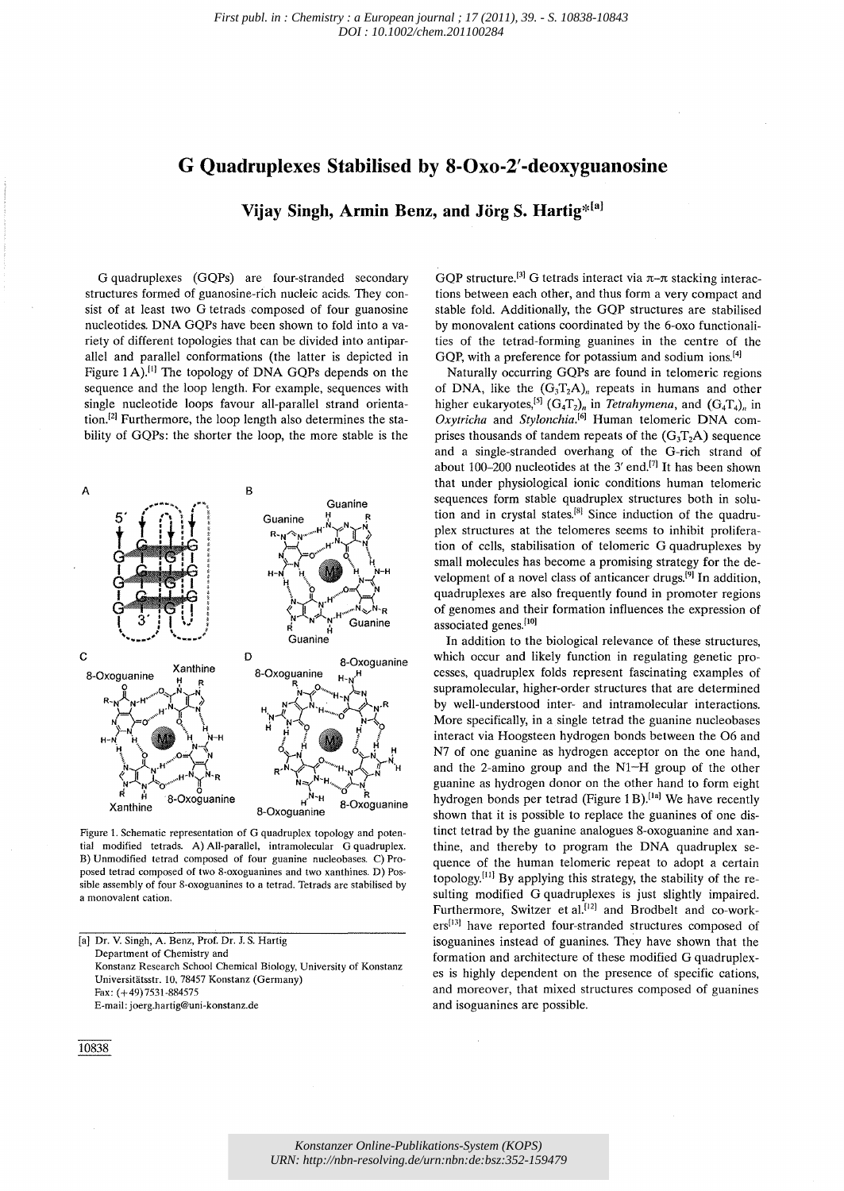First publ. in : Chemistry : a European journal ; 17 (2011), 39. - S. 10838-10843
DOI : 10.1002/chem.201100284

# G Quadruplexes Stabilised by 8-Oxo-2′-deoxyguanosine

## Vijay Singh, Armin Benz, and Jörg S. Hartig*[a]

G quadruplexes (GQPs) are four-stranded secondary structures formed of guanosine-rich nucleic acids. They consist of at least two G tetrads composed of four guanosine nucleotides. DNA GQPs have been shown to fold into a variety of different topologies that can be divided into antiparallel and parallel conformations (the latter is depicted in Figure 1 A).[1] The topology of DNA GQPs depends on the sequence and the loop length. For example, sequences with single nucleotide loops favour all-parallel strand orientation.[2] Furthermore, the loop length also determines the stability of GQPs: the shorter the loop, the more stable is the GQP structure.[3] G tetrads interact via π–π stacking interactions between each other, and thus form a very compact and stable fold. Additionally, the GQP structures are stabilised by monovalent cations coordinated by the 6-oxo functionalities of the tetrad-forming guanines in the centre of the GQP, with a preference for potassium and sodium ions.[4]

Figure 1. Schematic representation of G quadruplex topology and potential modified tetrads. A) All-parallel, intramolecular G quadruplex. B) Unmodified tetrad composed of four guanine nucleobases. C) Proposed tetrad composed of two 8-oxoguanines and two xanthines. D) Possible assembly of four 8-oxoguanines to a tetrad. Tetrads are stabilised by a monovalent cation.

Naturally occurring GQPs are found in telomeric regions of DNA, like the $(G_3T_2A)_n$ repeats in humans and other higher eukaryotes,[5] $(G_4T_2)_n$ in *Tetrahymena*, and $(G_4T_4)_n$ in *Oxytricha* and *Stylonchia*.[6] Human telomeric DNA comprises thousands of tandem repeats of the $(G_3T_2A)$ sequence and a single-stranded overhang of the G-rich strand of about 100–200 nucleotides at the 3′ end.[7] It has been shown that under physiological ionic conditions human telomeric sequences form stable quadruplex structures both in solution and in crystal states.[8] Since induction of the quadruplex structures at the telomeres seems to inhibit proliferation of cells, stabilisation of telomeric G quadruplexes by small molecules has become a promising strategy for the development of a novel class of anticancer drugs.[9] In addition, quadruplexes are also frequently found in promoter regions of genomes and their formation influences the expression of associated genes.[10]

In addition to the biological relevance of these structures, which occur and likely function in regulating genetic processes, quadruplex folds represent fascinating examples of supramolecular, higher-order structures that are determined by well-understood inter- and intramolecular interactions. More specifically, in a single tetrad the guanine nucleobases interact via Hoogsteen hydrogen bonds between the O6 and N7 of one guanine as hydrogen acceptor on the one hand, and the 2-amino group and the N1–H group of the other guanine as hydrogen donor on the other hand to form eight hydrogen bonds per tetrad (Figure 1 B).[1a] We have recently shown that it is possible to replace the guanines of one distinct tetrad by the guanine analogues 8-oxoguanine and xanthine, and thereby to program the DNA quadruplex sequence of the human telomeric repeat to adopt a certain topology.[11] By applying this strategy, the stability of the resulting modified G quadruplexes is just slightly impaired. Furthermore, Switzer et al.[12] and Brodbelt and co-workers[13] have reported four-stranded structures composed of isoguanines instead of guanines. They have shown that the formation and architecture of these modified G quadruplexes is highly dependent on the presence of specific cations, and moreover, that mixed structures composed of guanines and isoguanines are possible.

[a] Dr. V. Singh, A. Benz, Prof. Dr. J. S. Hartig
Department of Chemistry and
Konstanz Research School Chemical Biology, University of Konstanz
Universitätsstr. 10, 78457 Konstanz (Germany)
Fax: (+49)7531-884575
E-mail: joerg.hartig@uni-konstanz.de

Konstanzer Online-Publikations-System (KOPS)
URN: http://nbn-resolving.de/urn:nbn:de:bsz:352-159479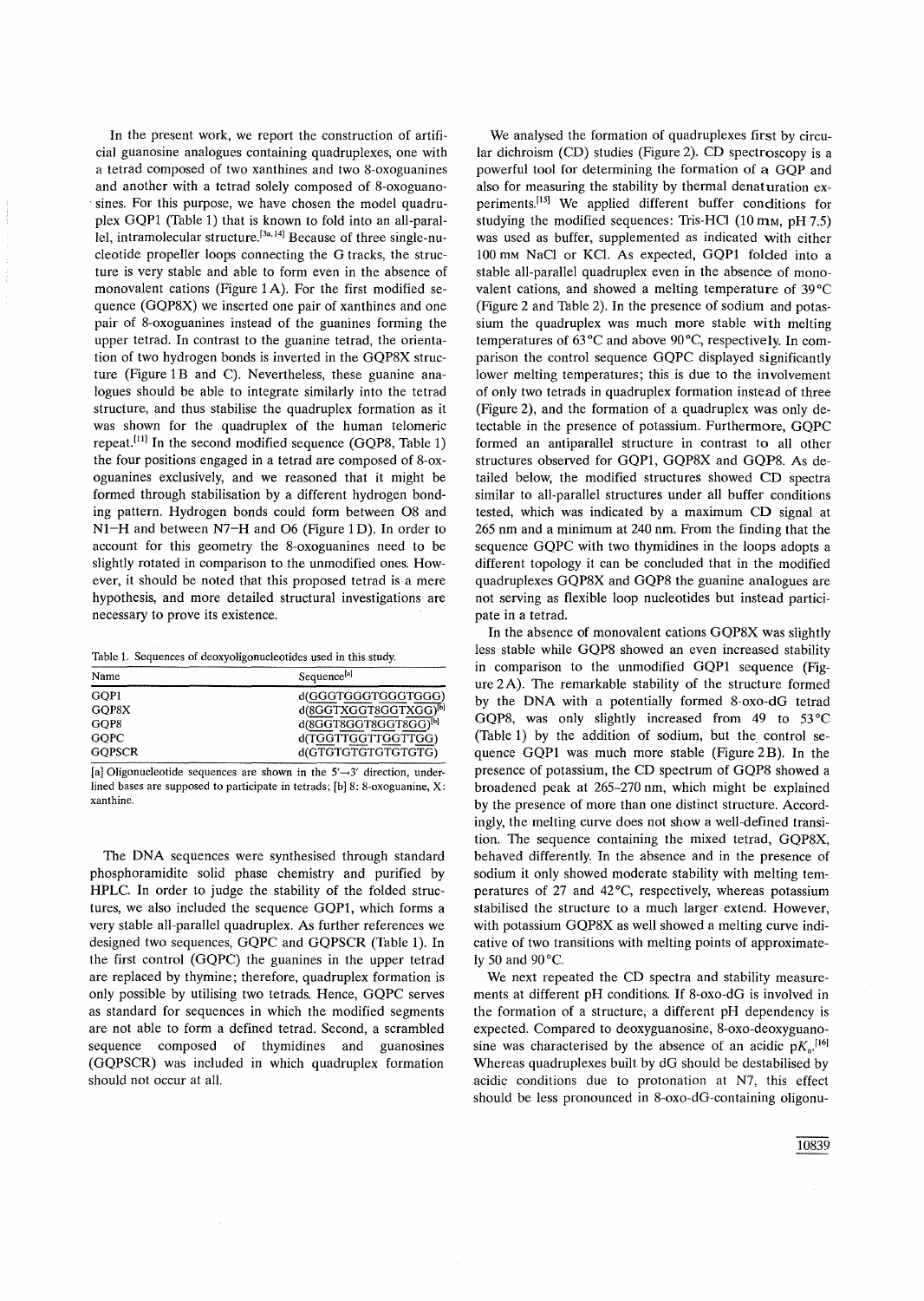In the present work, we report the construction of artificial guanosine analogues containing quadruplexes, one with a tetrad composed of two xanthines and two 8-oxoguanines and another with a tetrad solely composed of 8-oxoguanosines. For this purpose, we have chosen the model quadruplex GQP1 (Table 1) that is known to fold into an all-parallel, intramolecular structure.[3a,14] Because of three single-nucleotide propeller loops connecting the G tracks, the structure is very stable and able to form even in the absence of monovalent cations (Figure 1A). For the first modified sequence (GQP8X) we inserted one pair of xanthines and one pair of 8-oxoguanines instead of the guanines forming the upper tetrad. In contrast to the guanine tetrad, the orientation of two hydrogen bonds is inverted in the GQP8X structure (Figure 1B and C). Nevertheless, these guanine analogues should be able to integrate similarly into the tetrad structure, and thus stabilise the quadruplex formation as it was shown for the quadruplex of the human telomeric repeat.[11] In the second modified sequence (GQP8, Table 1) the four positions engaged in a tetrad are composed of 8-oxoguanines exclusively, and we reasoned that it might be formed through stabilisation by a different hydrogen bonding pattern. Hydrogen bonds could form between O8 and N1–H and between N7–H and O6 (Figure 1D). In order to account for this geometry the 8-oxoguanines need to be slightly rotated in comparison to the unmodified ones. However, it should be noted that this proposed tetrad is a mere hypothesis, and more detailed structural investigations are necessary to prove its existence.

Table 1. Sequences of deoxyoligonucleotides used in this study.

| Name | Sequence[a] |
|---|---|
| GQP1 | d(GGGTGGGTGGGTGGG) |
| GQP8X | d(8GGTXGGT8GGTXGG)[b] |
| GQP8 | d(8GGT8GGT8GGT8GG)[b] |
| GQPC | d(TGGTTGGTTGGTTGG) |
| GQPSCR | d(GTGTGTGTGTGTGTG) |

[a] Oligonucleotide sequences are shown in the 5'→3' direction, underlined bases are supposed to participate in tetrads; [b] 8: 8-oxoguanine, X: xanthine.

The DNA sequences were synthesised through standard phosphoramidite solid phase chemistry and purified by HPLC. In order to judge the stability of the folded structures, we also included the sequence GQP1, which forms a very stable all-parallel quadruplex. As further references we designed two sequences, GQPC and GQPSCR (Table 1). In the first control (GQPC) the guanines in the upper tetrad are replaced by thymine; therefore, quadruplex formation is only possible by utilising two tetrads. Hence, GQPC serves as standard for sequences in which the modified segments are not able to form a defined tetrad. Second, a scrambled sequence composed of thymidines and guanosines (GQPSCR) was included in which quadruplex formation should not occur at all.

We analysed the formation of quadruplexes first by circular dichroism (CD) studies (Figure 2). CD spectroscopy is a powerful tool for determining the formation of a GQP and also for measuring the stability by thermal denaturation experiments.[15] We applied different buffer conditions for studying the modified sequences: Tris-HCl (10 mM, pH 7.5) was used as buffer, supplemented as indicated with either 100 mM NaCl or KCl. As expected, GQP1 folded into a stable all-parallel quadruplex even in the absence of monovalent cations, and showed a melting temperature of 39°C (Figure 2 and Table 2). In the presence of sodium and potassium the quadruplex was much more stable with melting temperatures of 63°C and above 90°C, respectively. In comparison the control sequence GQPC displayed significantly lower melting temperatures; this is due to the involvement of only two tetrads in quadruplex formation instead of three (Figure 2), and the formation of a quadruplex was only detectable in the presence of potassium. Furthermore, GQPC formed an antiparallel structure in contrast to all other structures observed for GQP1, GQP8X and GQP8. As detailed below, the modified structures showed CD spectra similar to all-parallel structures under all buffer conditions tested, which was indicated by a maximum CD signal at 265 nm and a minimum at 240 nm. From the finding that the sequence GQPC with two thymidines in the loops adopts a different topology it can be concluded that in the modified quadruplexes GQP8X and GQP8 the guanine analogues are not serving as flexible loop nucleotides but instead participate in a tetrad.

In the absence of monovalent cations GQP8X was slightly less stable while GQP8 showed an even increased stability in comparison to the unmodified GQP1 sequence (Figure 2A). The remarkable stability of the structure formed by the DNA with a potentially formed 8-oxo-dG tetrad GQP8, was only slightly increased from 49 to 53°C (Table 1) by the addition of sodium, but the control sequence GQP1 was much more stable (Figure 2B). In the presence of potassium, the CD spectrum of GQP8 showed a broadened peak at 265–270 nm, which might be explained by the presence of more than one distinct structure. Accordingly, the melting curve does not show a well-defined transition. The sequence containing the mixed tetrad, GQP8X, behaved differently. In the absence and in the presence of sodium it only showed moderate stability with melting temperatures of 27 and 42°C, respectively, whereas potassium stabilised the structure to a much larger extend. However, with potassium GQP8X as well showed a melting curve indicative of two transitions with melting points of approximately 50 and 90°C.

We next repeated the CD spectra and stability measurements at different pH conditions. If 8-oxo-dG is involved in the formation of a structure, a different pH dependency is expected. Compared to deoxyguanosine, 8-oxo-deoxyguanosine was characterised by the absence of an acidic $pK_a$.[16] Whereas quadruplexes built by dG should be destabilised by acidic conditions due to protonation at N7, this effect should be less pronounced in 8-oxo-dG-containing oligonu-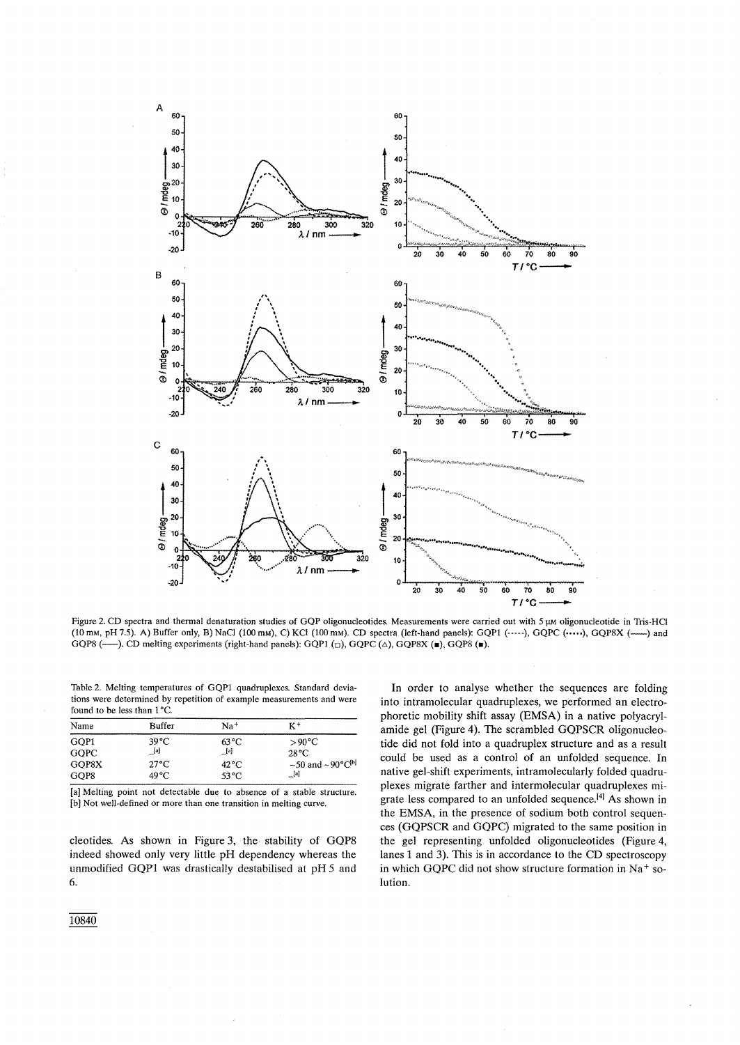Figure 2. CD spectra and thermal denaturation studies of GQP oligonucleotides. Measurements were carried out with 5 μM oligonucleotide in Tris-HCl (10 mM, pH 7.5). A) Buffer only, B) NaCl (100 mM), C) KCl (100 mM). CD spectra (left-hand panels): GQP1 (-----), GQPC (•••••), GQP8X (——) and GQP8 (——). CD melting experiments (right-hand panels): GQP1 (□), GQPC (△), GQP8X (■), GQP8 (■).

Table 2. Melting temperatures of GQP1 quadruplexes. Standard deviations were determined by repetition of example measurements and were found to be less than 1 °C.

| Name | Buffer | $Na^+$ | $K^+$ |
|---|---|---|---|
| GQP1 | 39 °C | 63 °C | >90 °C |
| GQPC | –[a] | –[a] | 28 °C |
| GQP8X | 27 °C | 42 °C | ~50 and ~90 °C[b] |
| GQP8 | 49 °C | 53 °C | –[a] |

[a] Melting point not detectable due to absence of a stable structure. [b] Not well-defined or more than one transition in melting curve.

cleotides. As shown in Figure 3, the stability of GQP8 indeed showed only very little pH dependency whereas the unmodified GQP1 was drastically destabilised at pH 5 and 6.

In order to analyse whether the sequences are folding into intramolecular quadruplexes, we performed an electrophoretic mobility shift assay (EMSA) in a native polyacrylamide gel (Figure 4). The scrambled GQPSCR oligonucleotide did not fold into a quadruplex structure and as a result could be used as a control of an unfolded sequence. In native gel-shift experiments, intramolecularly folded quadruplexes migrate farther and intermolecular quadruplexes migrate less compared to an unfolded sequence.[4] As shown in the EMSA, in the presence of sodium both control sequences (GQPSCR and GQPC) migrated to the same position in the gel representing unfolded oligonucleotides (Figure 4, lanes 1 and 3). This is in accordance to the CD spectroscopy in which GQPC did not show structure formation in $Na^+$ solution.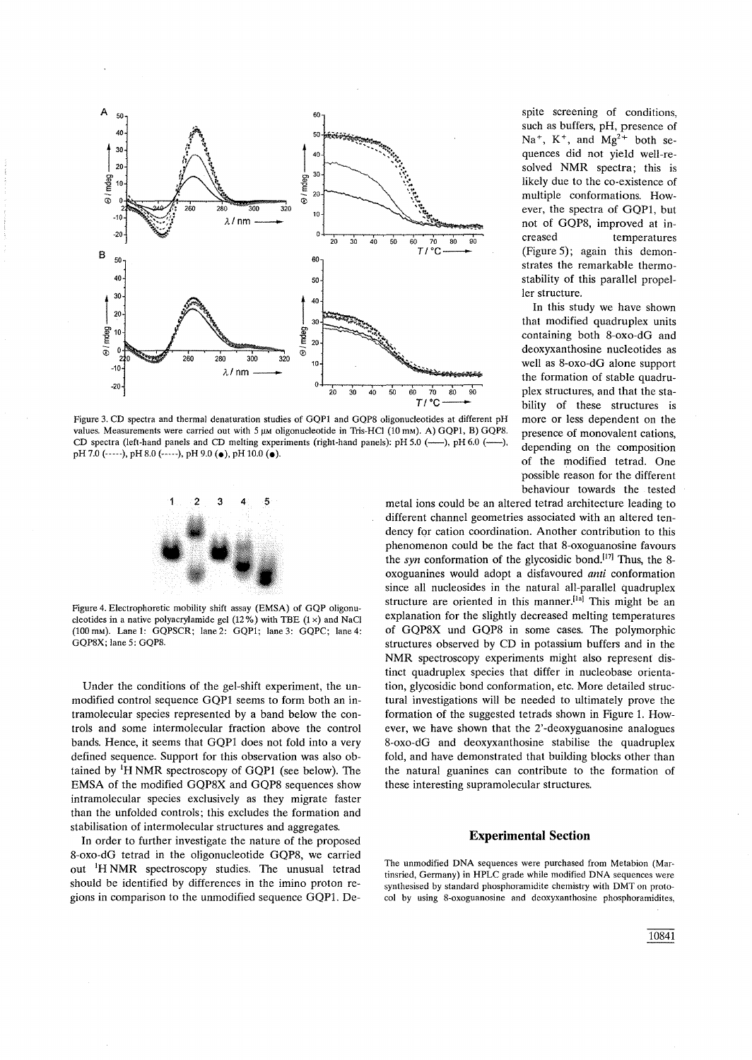Figure 3. CD spectra and thermal denaturation studies of GQP1 and GQP8 oligonucleotides at different pH values. Measurements were carried out with 5 μM oligonucleotide in Tris-HCl (10 mM). A) GQP1, B) GQP8. CD spectra (left-hand panels) and CD melting experiments (right-hand panels): pH 5.0 (——), pH 6.0 (——), pH 7.0 (-----), pH 8.0 (-----), pH 9.0 (●), pH 10.0 (●).

Figure 4. Electrophoretic mobility shift assay (EMSA) of GQP oligonucleotides in a native polyacrylamide gel (12%) with TBE (1×) and NaCl (100 mM). Lane 1: GQPSCR; lane 2: GQP1; lane 3: GQPC; lane 4: GQP8X; lane 5: GQP8.

Under the conditions of the gel-shift experiment, the unmodified control sequence GQP1 seems to form both an intramolecular species represented by a band below the controls and some intermolecular fraction above the control bands. Hence, it seems that GQP1 does not fold into a very defined sequence. Support for this observation was also obtained by $^1$H NMR spectroscopy of GQP1 (see below). The EMSA of the modified GQP8X and GQP8 sequences show intramolecular species exclusively as they migrate faster than the unfolded controls; this excludes the formation and stabilisation of intermolecular structures and aggregates.

In order to further investigate the nature of the proposed 8-oxo-dG tetrad in the oligonucleotide GQP8, we carried out $^1$H NMR spectroscopy studies. The unusual tetrad should be identified by differences in the imino proton regions in comparison to the unmodified sequence GQP1. Despite screening of conditions, such as buffers, pH, presence of $Na^+$, $K^+$, and $Mg^{2+}$ both sequences did not yield well-resolved NMR spectra; this is likely due to the co-existence of multiple conformations. However, the spectra of GQP1, but not of GQP8, improved at increased temperatures (Figure 5); again this demonstrates the remarkable thermostability of this parallel propeller structure.

In this study we have shown that modified quadruplex units containing both 8-oxo-dG and deoxyxanthosine nucleotides as well as 8-oxo-dG alone support the formation of stable quadruplex structures, and that the stability of these structures is more or less dependent on the presence of monovalent cations, depending on the composition of the modified tetrad. One possible reason for the different behaviour towards the tested metal ions could be an altered tetrad architecture leading to different channel geometries associated with an altered tendency for cation coordination. Another contribution to this phenomenon could be the fact that 8-oxoguanosine favours the *syn* conformation of the glycosidic bond.[17] Thus, the 8-oxoguanines would adopt a disfavoured *anti* conformation since all nucleosides in the natural all-parallel quadruplex structure are oriented in this manner.[1a] This might be an explanation for the slightly decreased melting temperatures of GQP8X und GQP8 in some cases. The polymorphic structures observed by CD in potassium buffers and in the NMR spectroscopy experiments might also represent distinct quadruplex species that differ in nucleobase orientation, glycosidic bond conformation, etc. More detailed structural investigations will be needed to ultimately prove the formation of the suggested tetrads shown in Figure 1. However, we have shown that the 2'-deoxyguanosine analogues 8-oxo-dG and deoxyxanthosine stabilise the quadruplex fold, and have demonstrated that building blocks other than the natural guanines can contribute to the formation of these interesting supramolecular structures.

## Experimental Section

The unmodified DNA sequences were purchased from Metabion (Martinsried, Germany) in HPLC grade while modified DNA sequences were synthesised by standard phosphoramidite chemistry with DMT on protocol by using 8-oxoguanosine and deoxyxanthosine phosphoramidites,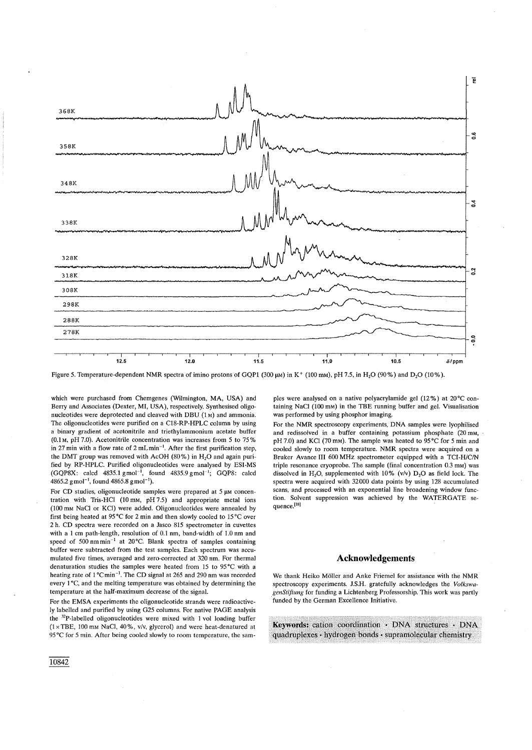Figure 5. Temperature-dependent NMR spectra of imino protons of GQP1 (300 μM) in $K^+$ (100 mM), pH 7.5, in $H_2O$ (90%) and $D_2O$ (10%).

which were purchased from Chemgenes (Wilmington, MA, USA) and Berry and Associates (Dexter, MI, USA), respectively. Synthesised oligonucleotides were deprotected and cleaved with DBU (1 M) and ammonia. The oligonucleotides were purified on a C18-RP-HPLC column by using a binary gradient of acetonitrile and triethylammonium acetate buffer (0.1 M, pH 7.0). Acetonitrile concentration was increases from 5 to 75% in 27 min with a flow rate of 2 mL min$^{-1}$. After the first purification step, the DMT group was removed with AcOH (80%) in $H_2O$ and again purified by RP-HPLC. Purified oligonucleotides were analysed by ESI-MS (GQP8X: calcd 4835.1 g mol$^{-1}$, found 4835.9 g mol$^{-1}$; GQP8: calcd 4865.2 g mol$^{-1}$, found 4865.8 g mol$^{-1}$).

For CD studies, oligonucleotide samples were prepared at 5 μM concentration with Tris-HCl (10 mM, pH 7.5) and appropriate metal ions (100 mM NaCl or KCl) were added. Oligonucleotides were annealed by first being heated at 95 °C for 2 min and then slowly cooled to 15 °C over 2 h. CD spectra were recorded on a Jasco 815 spectrometer in cuvettes with a 1 cm path-length, resolution of 0.1 nm, band-width of 1.0 nm and speed of 500 nm min$^{-1}$ at 20 °C. Blank spectra of samples containing buffer were subtracted from the test samples. Each spectrum was accumulated five times, averaged and zero-corrected at 320 nm. For thermal denaturation studies the samples were heated from 15 to 95 °C with a heating rate of 1 °C min$^{-1}$. The CD signal at 265 and 290 nm was recorded every 1 °C, and the melting temperature was obtained by determining the temperature at the half-maximum decrease of the signal.

For the EMSA experiments the oligonucleotide strands were radioactively labelled and purified by using G25 columns. For native PAGE analysis the $^{32}P$-labelled oligonucleotides were mixed with 1 vol loading buffer (1× TBE, 100 mM NaCl, 40%, v/v, glycerol) and were heat-denatured at 95 °C for 5 min. After being cooled slowly to room temperature, the samples were analysed on a native polyacrylamide gel (12%) at 20 °C containing NaCl (100 mM) in the TBE running buffer and gel. Visualisation was performed by using phosphor imaging.

For the NMR spectroscopy experiments, DNA samples were lyophilised and redissolved in a buffer containing potassium phosphate (20 mM, pH 7.0) and KCl (70 mM). The sample was heated to 95 °C for 5 min and cooled slowly to room temperature. NMR spectra were acquired on a Bruker Avance III 600 MHz spectrometer equipped with a TCI-H/C/N triple resonance cryoprobe. The sample (final concentration 0.3 mM) was dissolved in $H_2O$, supplemented with 10% (v/v) $D_2O$ as field lock. The spectra were acquired with 32000 data points by using 128 accumulated scans, and processed with an exponential line broadening window function. Solvent suppression was achieved by the WATERGATE sequence.[18]

## Acknowledgements

We thank Heiko Möller and Anke Friemel for assistance with the NMR spectroscopy experiments. J.S.H. gratefully acknowledges the *Volkswagen-Stiftung* for funding a Lichtenberg Professorship. This work was partly funded by the German Excellence Initiative.

**Keywords:** cation coordination · DNA structures · DNA quadruplexes · hydrogen bonds · supramolecular chemistry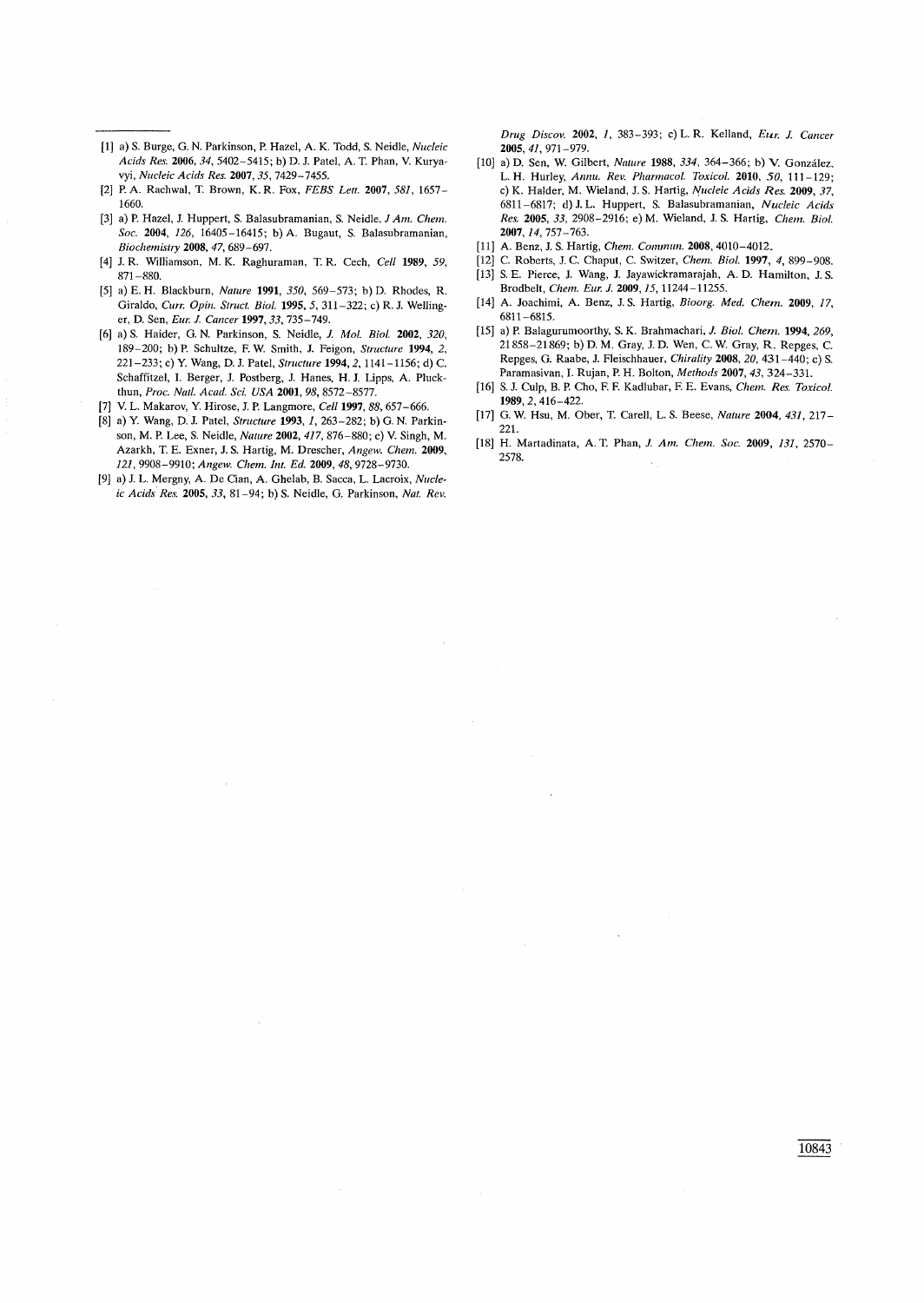[1] a) S. Burge, G. N. Parkinson, P. Hazel, A. K. Todd, S. Neidle, *Nucleic Acids Res.* **2006**, *34*, 5402–5415; b) D. J. Patel, A. T. Phan, V. Kuryavyi, *Nucleic Acids Res.* **2007**, *35*, 7429–7455.

[2] P. A. Rachwal, T. Brown, K. R. Fox, *FEBS Lett.* **2007**, *581*, 1657–1660.

[3] a) P. Hazel, J. Huppert, S. Balasubramanian, S. Neidle, *J. Am. Chem. Soc.* **2004**, *126*, 16405–16415; b) A. Bugaut, S. Balasubramanian, *Biochemistry* **2008**, *47*, 689–697.

[4] J. R. Williamson, M. K. Raghuraman, T. R. Cech, *Cell* **1989**, *59*, 871–880.

[5] a) E. H. Blackburn, *Nature* **1991**, *350*, 569–573; b) D. Rhodes, R. Giraldo, *Curr. Opin. Struct. Biol.* **1995**, *5*, 311–322; c) R. J. Wellinger, D. Sen, *Eur. J. Cancer* **1997**, *33*, 735–749.

[6] a) S. Haider, G. N. Parkinson, S. Neidle, *J. Mol. Biol.* **2002**, *320*, 189–200; b) P. Schultze, F. W. Smith, J. Feigon, *Structure* **1994**, *2*, 221–233; c) Y. Wang, D. J. Patel, *Structure* **1994**, *2*, 1141–1156; d) C. Schaffitzel, I. Berger, J. Postberg, J. Hanes, H. J. Lipps, A. Plückthun, *Proc. Natl. Acad. Sci. USA* **2001**, *98*, 8572–8577.

[7] V. L. Makarov, Y. Hirose, J. P. Langmore, *Cell* **1997**, *88*, 657–666.

[8] a) Y. Wang, D. J. Patel, *Structure* **1993**, *1*, 263–282; b) G. N. Parkinson, M. P. Lee, S. Neidle, *Nature* **2002**, *417*, 876–880; c) V. Singh, M. Azarkh, T. E. Exner, J. S. Hartig, M. Drescher, *Angew. Chem.* **2009**, *121*, 9908–9910; *Angew. Chem. Int. Ed.* **2009**, *48*, 9728–9730.

[9] a) J. L. Mergny, A. De Cian, A. Ghelab, B. Sacca, L. Lacroix, *Nucleic Acids Res.* **2005**, *33*, 81–94; b) S. Neidle, G. Parkinson, *Nat. Rev. Drug Discov.* **2002**, *1*, 383–393; c) L. R. Kelland, *Eur. J. Cancer* **2005**, *41*, 971–979.

[10] a) D. Sen, W. Gilbert, *Nature* **1988**, *334*, 364–366; b) V. González, L. H. Hurley, *Annu. Rev. Pharmacol. Toxicol.* **2010**, *50*, 111–129; c) K. Halder, M. Wieland, J. S. Hartig, *Nucleic Acids Res.* **2009**, *37*, 6811–6817; d) J. L. Huppert, S. Balasubramanian, *Nucleic Acids Res.* **2005**, *33*, 2908–2916; e) M. Wieland, J. S. Hartig, *Chem. Biol.* **2007**, *14*, 757–763.

[11] A. Benz, J. S. Hartig, *Chem. Commun.* **2008**, 4010–4012.

[12] C. Roberts, J. C. Chaput, C. Switzer, *Chem. Biol.* **1997**, *4*, 899–908.

[13] S. E. Pierce, J. Wang, J. Jayawickramarajah, A. D. Hamilton, J. S. Brodbelt, *Chem. Eur. J.* **2009**, *15*, 11244–11255.

[14] A. Joachimi, A. Benz, J. S. Hartig, *Bioorg. Med. Chem.* **2009**, *17*, 6811–6815.

[15] a) P. Balagurumoorthy, S. K. Brahmachari, *J. Biol. Chem.* **1994**, *269*, 21858–21869; b) D. M. Gray, J. D. Wen, C. W. Gray, R. Repges, C. Repges, G. Raabe, J. Fleischhauer, *Chirality* **2008**, *20*, 431–440; c) S. Paramasivan, I. Rujan, P. H. Bolton, *Methods* **2007**, *43*, 324–331.

[16] S. J. Culp, B. P. Cho, F. F. Kadlubar, F. E. Evans, *Chem. Res. Toxicol.* **1989**, *2*, 416–422.

[17] G. W. Hsu, M. Ober, T. Carell, L. S. Beese, *Nature* **2004**, *431*, 217–221.

[18] H. Martadinata, A. T. Phan, *J. Am. Chem. Soc.* **2009**, *131*, 2570–2578.